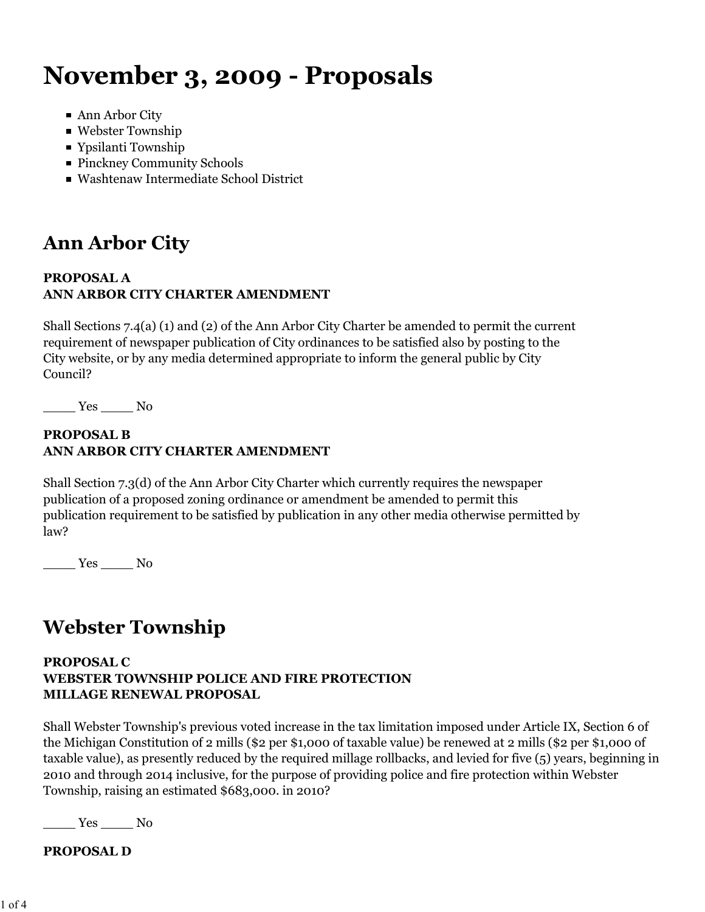# November 3, 2009 - Proposals

- Ann Arbor City
- Webster Township
- Ypsilanti Township
- Pinckney Community Schools
- Washtenaw Intermediate School District

## Ann Arbor City

**PROPOSAL A**
**ANN ARBOR CITY CHARTER AMENDMENT**

Shall Sections 7.4(a) (1) and (2) of the Ann Arbor City Charter be amended to permit the current requirement of newspaper publication of City ordinances to be satisfied also by posting to the City website, or by any media determined appropriate to inform the general public by City Council?

____ Yes ____ No

**PROPOSAL B**
**ANN ARBOR CITY CHARTER AMENDMENT**

Shall Section 7.3(d) of the Ann Arbor City Charter which currently requires the newspaper publication of a proposed zoning ordinance or amendment be amended to permit this publication requirement to be satisfied by publication in any other media otherwise permitted by law?

____ Yes ____ No

## Webster Township

**PROPOSAL C**
**WEBSTER TOWNSHIP POLICE AND FIRE PROTECTION**
**MILLAGE RENEWAL PROPOSAL**

Shall Webster Township's previous voted increase in the tax limitation imposed under Article IX, Section 6 of the Michigan Constitution of 2 mills ($2 per $1,000 of taxable value) be renewed at 2 mills ($2 per $1,000 of taxable value), as presently reduced by the required millage rollbacks, and levied for five (5) years, beginning in 2010 and through 2014 inclusive, for the purpose of providing police and fire protection within Webster Township, raising an estimated $683,000. in 2010?

____ Yes ____ No

**PROPOSAL D**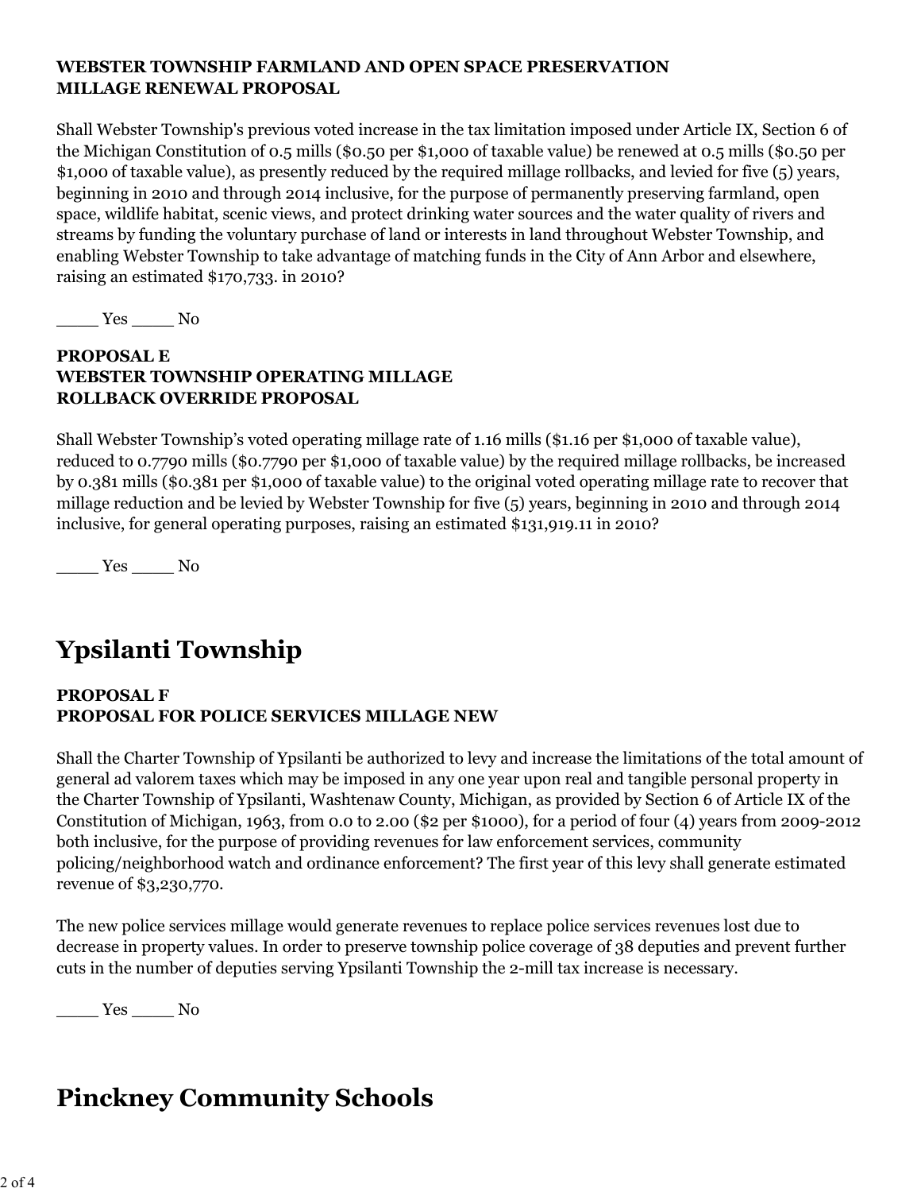**WEBSTER TOWNSHIP FARMLAND AND OPEN SPACE PRESERVATION MILLAGE RENEWAL PROPOSAL**

Shall Webster Township's previous voted increase in the tax limitation imposed under Article IX, Section 6 of the Michigan Constitution of 0.5 mills ($0.50 per $1,000 of taxable value) be renewed at 0.5 mills ($0.50 per $1,000 of taxable value), as presently reduced by the required millage rollbacks, and levied for five (5) years, beginning in 2010 and through 2014 inclusive, for the purpose of permanently preserving farmland, open space, wildlife habitat, scenic views, and protect drinking water sources and the water quality of rivers and streams by funding the voluntary purchase of land or interests in land throughout Webster Township, and enabling Webster Township to take advantage of matching funds in the City of Ann Arbor and elsewhere, raising an estimated $170,733. in 2010?

____ Yes ____ No

**PROPOSAL E**
**WEBSTER TOWNSHIP OPERATING MILLAGE ROLLBACK OVERRIDE PROPOSAL**

Shall Webster Township's voted operating millage rate of 1.16 mills ($1.16 per $1,000 of taxable value), reduced to 0.7790 mills ($0.7790 per $1,000 of taxable value) by the required millage rollbacks, be increased by 0.381 mills ($0.381 per $1,000 of taxable value) to the original voted operating millage rate to recover that millage reduction and be levied by Webster Township for five (5) years, beginning in 2010 and through 2014 inclusive, for general operating purposes, raising an estimated $131,919.11 in 2010?

____ Yes ____ No

# Ypsilanti Township

**PROPOSAL F**
**PROPOSAL FOR POLICE SERVICES MILLAGE NEW**

Shall the Charter Township of Ypsilanti be authorized to levy and increase the limitations of the total amount of general ad valorem taxes which may be imposed in any one year upon real and tangible personal property in the Charter Township of Ypsilanti, Washtenaw County, Michigan, as provided by Section 6 of Article IX of the Constitution of Michigan, 1963, from 0.0 to 2.00 ($2 per $1000), for a period of four (4) years from 2009-2012 both inclusive, for the purpose of providing revenues for law enforcement services, community policing/neighborhood watch and ordinance enforcement? The first year of this levy shall generate estimated revenue of $3,230,770.

The new police services millage would generate revenues to replace police services revenues lost due to decrease in property values. In order to preserve township police coverage of 38 deputies and prevent further cuts in the number of deputies serving Ypsilanti Township the 2-mill tax increase is necessary.

____ Yes ____ No

# Pinckney Community Schools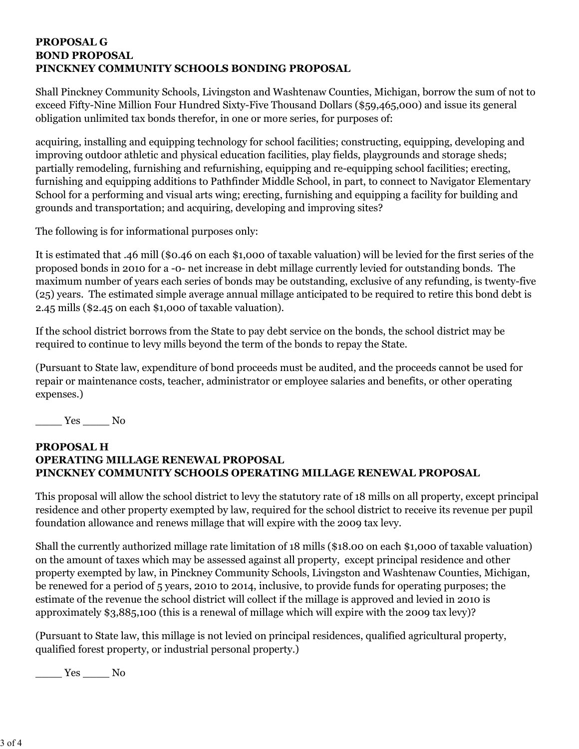**PROPOSAL G**
**BOND PROPOSAL**
**PINCKNEY COMMUNITY SCHOOLS BONDING PROPOSAL**

Shall Pinckney Community Schools, Livingston and Washtenaw Counties, Michigan, borrow the sum of not to exceed Fifty-Nine Million Four Hundred Sixty-Five Thousand Dollars ($59,465,000) and issue its general obligation unlimited tax bonds therefor, in one or more series, for purposes of:

acquiring, installing and equipping technology for school facilities; constructing, equipping, developing and improving outdoor athletic and physical education facilities, play fields, playgrounds and storage sheds; partially remodeling, furnishing and refurnishing, equipping and re-equipping school facilities; erecting, furnishing and equipping additions to Pathfinder Middle School, in part, to connect to Navigator Elementary School for a performing and visual arts wing; erecting, furnishing and equipping a facility for building and grounds and transportation; and acquiring, developing and improving sites?

The following is for informational purposes only:

It is estimated that .46 mill ($0.46 on each $1,000 of taxable valuation) will be levied for the first series of the proposed bonds in 2010 for a -0- net increase in debt millage currently levied for outstanding bonds. The maximum number of years each series of bonds may be outstanding, exclusive of any refunding, is twenty-five (25) years. The estimated simple average annual millage anticipated to be required to retire this bond debt is 2.45 mills ($2.45 on each $1,000 of taxable valuation).

If the school district borrows from the State to pay debt service on the bonds, the school district may be required to continue to levy mills beyond the term of the bonds to repay the State.

(Pursuant to State law, expenditure of bond proceeds must be audited, and the proceeds cannot be used for repair or maintenance costs, teacher, administrator or employee salaries and benefits, or other operating expenses.)

\_\_\_\_ Yes \_\_\_\_ No

**PROPOSAL H**
**OPERATING MILLAGE RENEWAL PROPOSAL**
**PINCKNEY COMMUNITY SCHOOLS OPERATING MILLAGE RENEWAL PROPOSAL**

This proposal will allow the school district to levy the statutory rate of 18 mills on all property, except principal residence and other property exempted by law, required for the school district to receive its revenue per pupil foundation allowance and renews millage that will expire with the 2009 tax levy.

Shall the currently authorized millage rate limitation of 18 mills ($18.00 on each $1,000 of taxable valuation) on the amount of taxes which may be assessed against all property, except principal residence and other property exempted by law, in Pinckney Community Schools, Livingston and Washtenaw Counties, Michigan, be renewed for a period of 5 years, 2010 to 2014, inclusive, to provide funds for operating purposes; the estimate of the revenue the school district will collect if the millage is approved and levied in 2010 is approximately $3,885,100 (this is a renewal of millage which will expire with the 2009 tax levy)?

(Pursuant to State law, this millage is not levied on principal residences, qualified agricultural property, qualified forest property, or industrial personal property.)

\_\_\_\_ Yes \_\_\_\_ No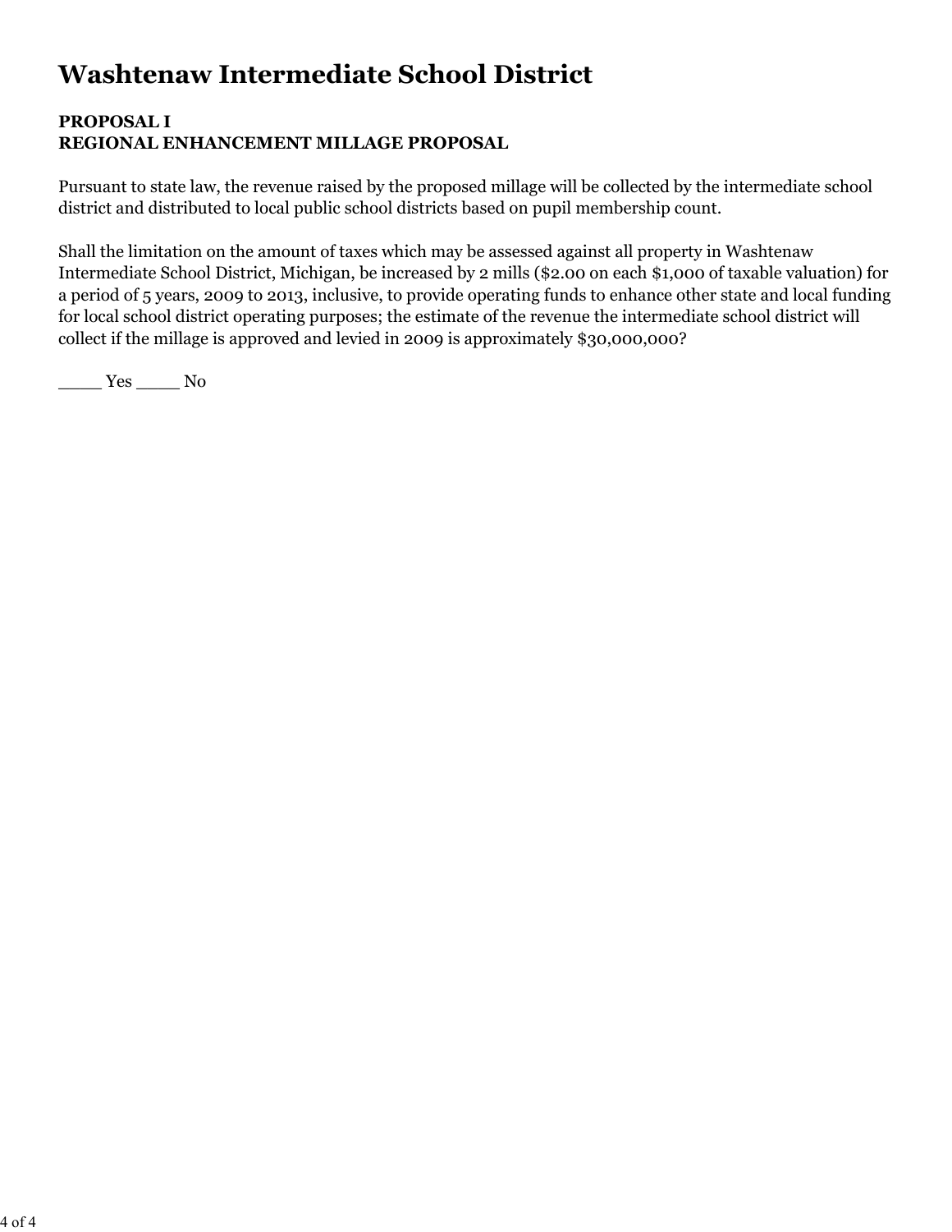# Washtenaw Intermediate School District

**PROPOSAL I**
**REGIONAL ENHANCEMENT MILLAGE PROPOSAL**

Pursuant to state law, the revenue raised by the proposed millage will be collected by the intermediate school district and distributed to local public school districts based on pupil membership count.

Shall the limitation on the amount of taxes which may be assessed against all property in Washtenaw Intermediate School District, Michigan, be increased by 2 mills ($2.00 on each $1,000 of taxable valuation) for a period of 5 years, 2009 to 2013, inclusive, to provide operating funds to enhance other state and local funding for local school district operating purposes; the estimate of the revenue the intermediate school district will collect if the millage is approved and levied in 2009 is approximately $30,000,000?

____ Yes ____ No